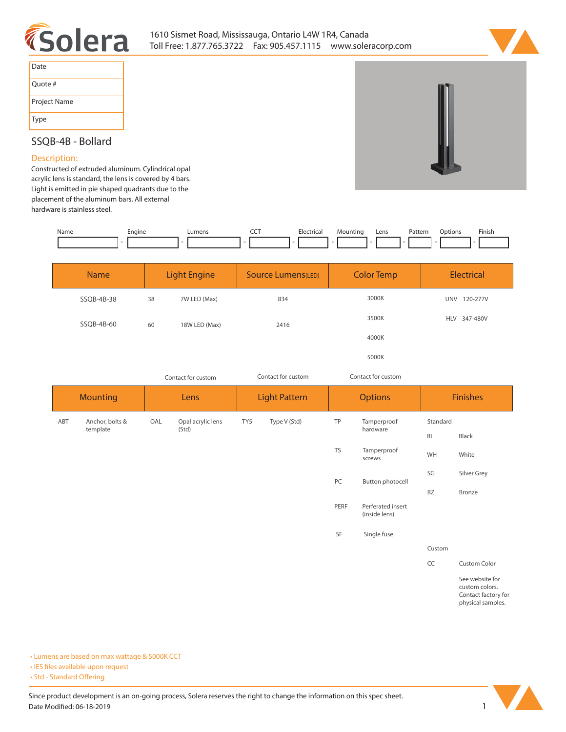1610 Sismet Road, Mississauga, Ontario L4W 1R4, Canada
Toll Free: 1.877.765.3722 Fax: 905.457.1115 www.soleracorp.com

| Date | |
|---|---|
| Quote # | |
| Project Name | |
| Type | |

## SSQB-4B - Bollard

### Description:

Constructed of extruded aluminum. Cylindrical opal acrylic lens is standard, the lens is covered by 4 bars. Light is emitted in pie shaped quadrants due to the placement of the aluminum bars. All external hardware is stainless steel.

| Name | Engine | Lumens | CCT | Electrical | Mounting | Lens | Pattern | Options | Finish |
|---|---|---|---|---|---|---|---|---|---|
| | | | | | | | | | |

| Name | Light Engine | | Source Lumens(LED) | Color Temp | Electrical |
|---|---|---|---|---|---|
| SSQB-4B-38 | 38 | 7W LED (Max) | 834 | 3000K | UNV 120-277V |
| SSQB-4B-60 | 60 | 18W LED (Max) | 2416 | 3500K | HLV 347-480V |
| | | | | 4000K | |
| | | | | 5000K | |
| | Contact for custom | | Contact for custom | Contact for custom | |

| Mounting | | Lens | | Light Pattern | | Options | | Finishes | |
|---|---|---|---|---|---|---|---|---|---|
| ABT | Anchor, bolts & template | OAL | Opal acrylic lens (Std) | TY5 | Type V (Std) | TP | Tamperproof hardware | Standard | |
| | | | | | | | | BL | Black |
| | | | | | | TS | Tamperproof screws | WH | White |
| | | | | | | | | SG | Silver Grey |
| | | | | | | PC | Button photocell | BZ | Bronze |
| | | | | | | PERF | Perferated insert (inside lens) | | |
| | | | | | | SF | Single fuse | | |
| | | | | | | | | Custom | |
| | | | | | | | | CC | Custom Color |
| | | | | | | | | | See website for custom colors. Contact factory for physical samples. |

- Lumens are based on max wattage & 5000K CCT
- IES files available upon request
- Std - Standard Offering

Since product development is an on-going process, Solera reserves the right to change the information on this spec sheet.
Date Modified: 06-18-2019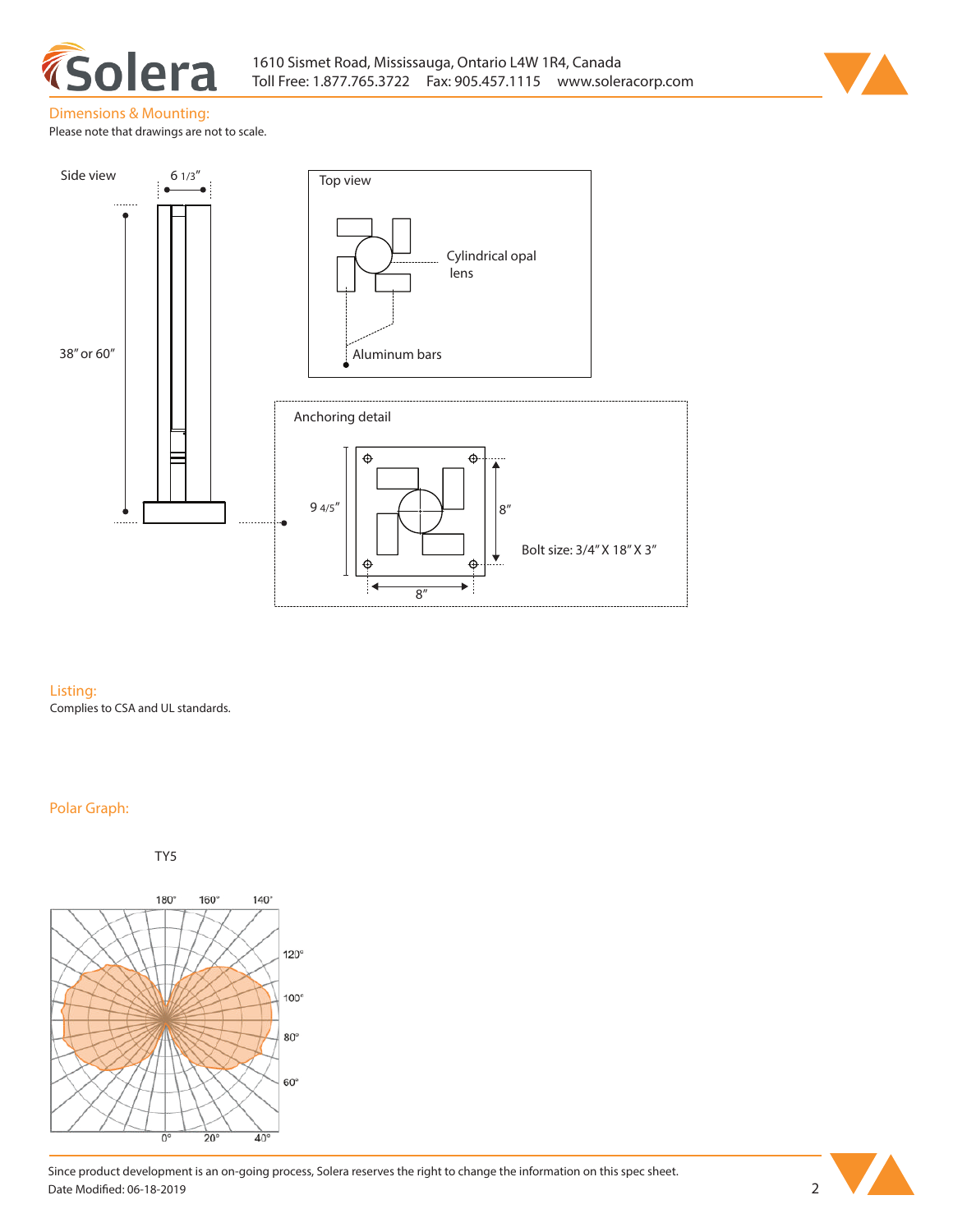## Dimensions & Mounting:

Please note that drawings are not to scale.

Side view

6 1/3″

38″ or 60″

Top view

Cylindrical opal lens

Aluminum bars

Anchoring detail

9 4/5″

8″

8″

Bolt size: 3/4″ X 18″ X 3″

## Listing:

Complies to CSA and UL standards.

## Polar Graph:

TY5

180° 160° 140°

120°

100°

80°

60°

0° 20° 40°

Since product development is an on-going process, Solera reserves the right to change the information on this spec sheet.
Date Modified: 06-18-2019